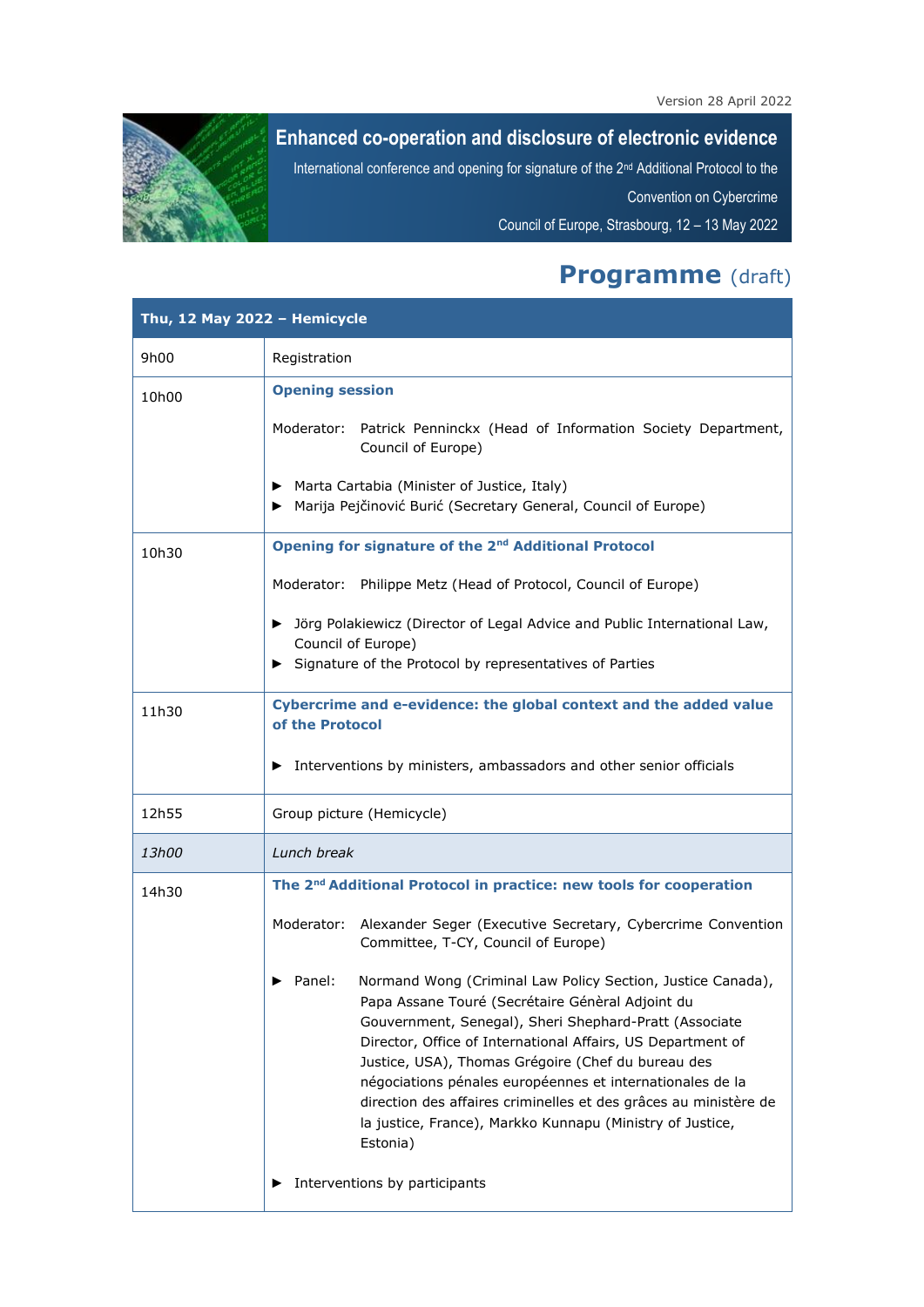Version 28 April 2022

# Enhanced co-operation and disclosure of electronic evidence

International conference and opening for signature of the 2nd Additional Protocol to the Convention on Cybercrime

Council of Europe, Strasbourg, 12 – 13 May 2022

## Programme (draft)

| Thu, 12 May 2022 – Hemicycle | |
|---|---|
| 9h00 | Registration |
| 10h00 | **Opening session**<br><br>Moderator: Patrick Penninckx (Head of Information Society Department, Council of Europe)<br><br>▶ Marta Cartabia (Minister of Justice, Italy)<br>▶ Marija Pejčinović Burić (Secretary General, Council of Europe) |
| 10h30 | **Opening for signature of the 2nd Additional Protocol**<br><br>Moderator: Philippe Metz (Head of Protocol, Council of Europe)<br><br>▶ Jörg Polakiewicz (Director of Legal Advice and Public International Law, Council of Europe)<br>▶ Signature of the Protocol by representatives of Parties |
| 11h30 | **Cybercrime and e-evidence: the global context and the added value of the Protocol**<br><br>▶ Interventions by ministers, ambassadors and other senior officials |
| 12h55 | Group picture (Hemicycle) |
| *13h00* | *Lunch break* |
| 14h30 | **The 2nd Additional Protocol in practice: new tools for cooperation**<br><br>Moderator: Alexander Seger (Executive Secretary, Cybercrime Convention Committee, T-CY, Council of Europe)<br><br>▶ Panel: Normand Wong (Criminal Law Policy Section, Justice Canada), Papa Assane Touré (Secrétaire Général Adjoint du Gouvernment, Senegal), Sheri Shephard-Pratt (Associate Director, Office of International Affairs, US Department of Justice, USA), Thomas Grégoire (Chef du bureau des négociations pénales européennes et internationales de la direction des affaires criminelles et des grâces au ministère de la justice, France), Markko Kunnapu (Ministry of Justice, Estonia)<br><br>▶ Interventions by participants |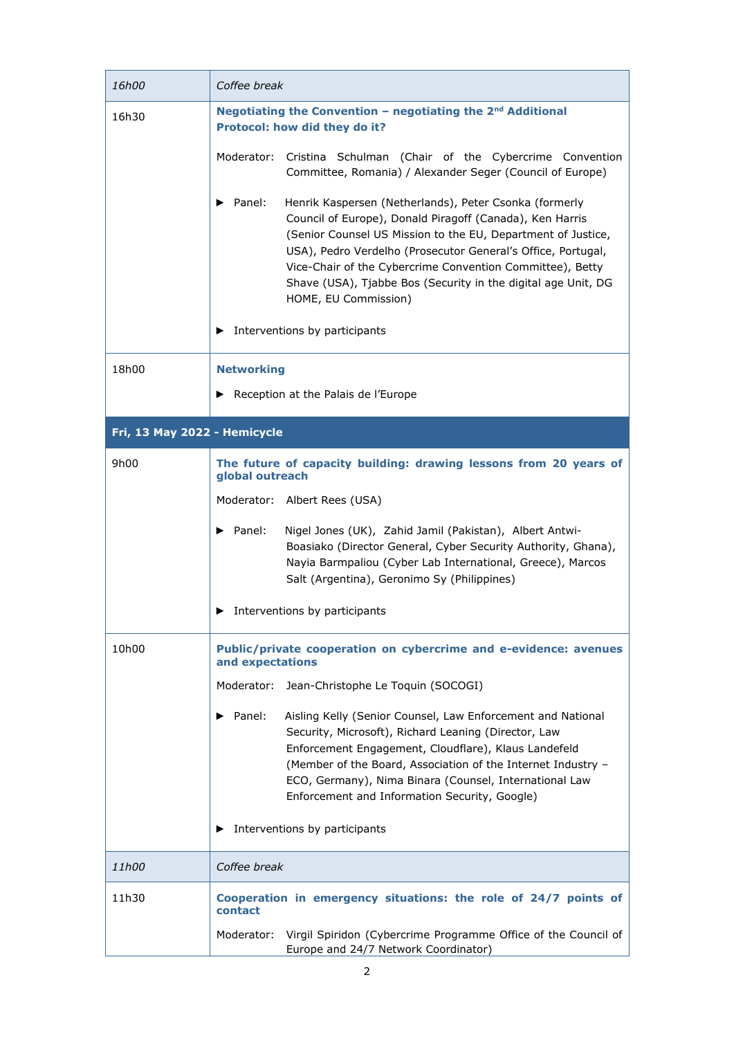| | |
|---|---|
| *16h00* | *Coffee break* |
| 16h30 | **Negotiating the Convention – negotiating the 2nd Additional Protocol: how did they do it?**<br><br>Moderator: Cristina Schulman (Chair of the Cybercrime Convention Committee, Romania) / Alexander Seger (Council of Europe)<br><br>▶ Panel: Henrik Kaspersen (Netherlands), Peter Csonka (formerly Council of Europe), Donald Piragoff (Canada), Ken Harris (Senior Counsel US Mission to the EU, Department of Justice, USA), Pedro Verdelho (Prosecutor General's Office, Portugal, Vice-Chair of the Cybercrime Convention Committee), Betty Shave (USA), Tjabbe Bos (Security in the digital age Unit, DG HOME, EU Commission)<br><br>▶ Interventions by participants |
| 18h00 | **Networking**<br><br>▶ Reception at the Palais de l'Europe |
| **Fri, 13 May 2022 - Hemicycle** | |
| 9h00 | **The future of capacity building: drawing lessons from 20 years of global outreach**<br><br>Moderator: Albert Rees (USA)<br><br>▶ Panel: Nigel Jones (UK), Zahid Jamil (Pakistan), Albert Antwi-Boasiako (Director General, Cyber Security Authority, Ghana), Nayia Barmpaliou (Cyber Lab International, Greece), Marcos Salt (Argentina), Geronimo Sy (Philippines)<br><br>▶ Interventions by participants |
| 10h00 | **Public/private cooperation on cybercrime and e-evidence: avenues and expectations**<br><br>Moderator: Jean-Christophe Le Toquin (SOCOGI)<br><br>▶ Panel: Aisling Kelly (Senior Counsel, Law Enforcement and National Security, Microsoft), Richard Leaning (Director, Law Enforcement Engagement, Cloudflare), Klaus Landefeld (Member of the Board, Association of the Internet Industry – ECO, Germany), Nima Binara (Counsel, International Law Enforcement and Information Security, Google)<br><br>▶ Interventions by participants |
| *11h00* | *Coffee break* |
| 11h30 | **Cooperation in emergency situations: the role of 24/7 points of contact**<br><br>Moderator: Virgil Spiridon (Cybercrime Programme Office of the Council of Europe and 24/7 Network Coordinator) |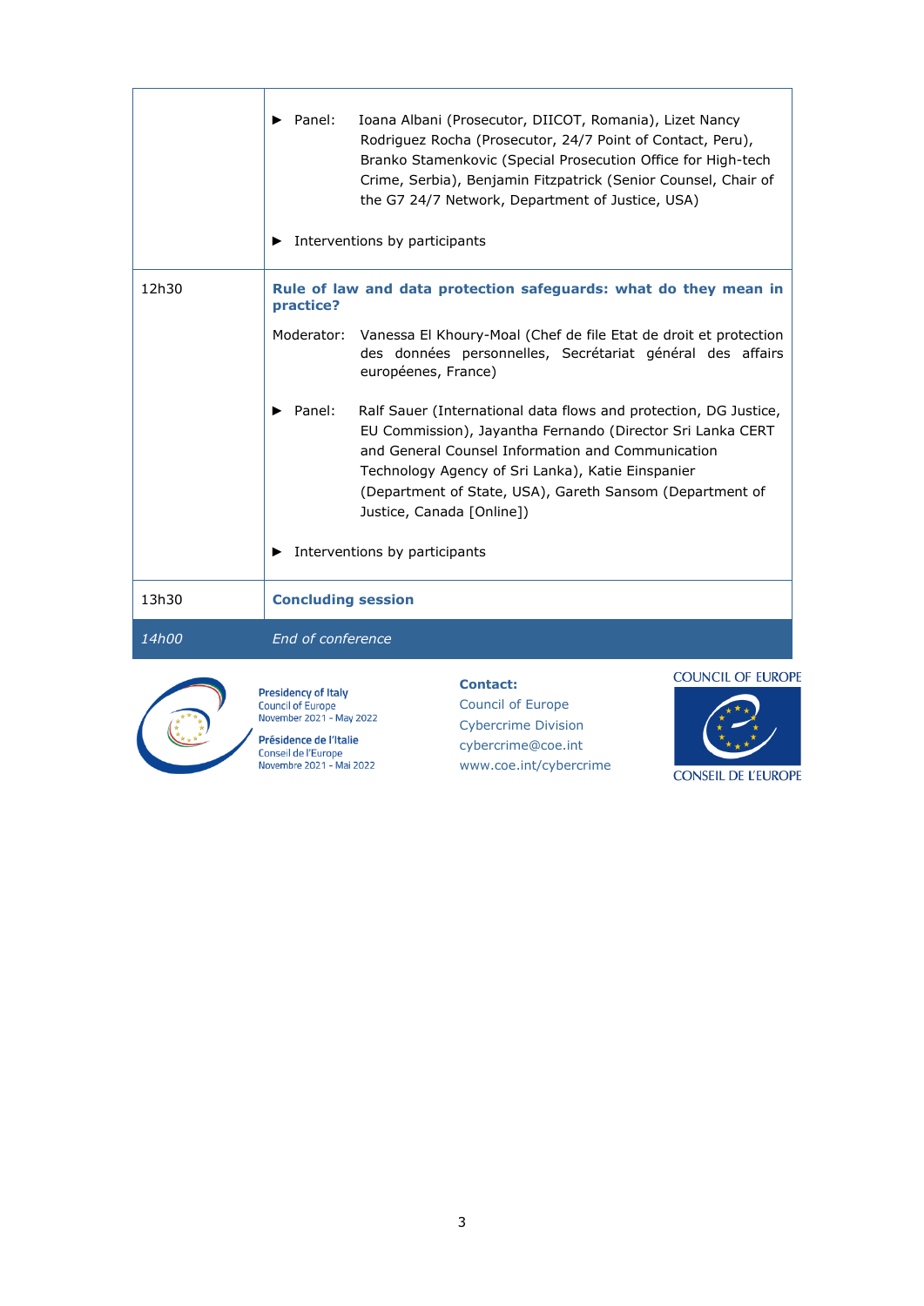| | |
|---|---|
| | ▶ Panel: Ioana Albani (Prosecutor, DIICOT, Romania), Lizet Nancy Rodriguez Rocha (Prosecutor, 24/7 Point of Contact, Peru), Branko Stamenkovic (Special Prosecution Office for High-tech Crime, Serbia), Benjamin Fitzpatrick (Senior Counsel, Chair of the G7 24/7 Network, Department of Justice, USA)<br><br>▶ Interventions by participants |
| 12h30 | **Rule of law and data protection safeguards: what do they mean in practice?**<br><br>Moderator: Vanessa El Khoury-Moal (Chef de file Etat de droit et protection des données personnelles, Secrétariat général des affairs européenes, France)<br><br>▶ Panel: Ralf Sauer (International data flows and protection, DG Justice, EU Commission), Jayantha Fernando (Director Sri Lanka CERT and General Counsel Information and Communication Technology Agency of Sri Lanka), Katie Einspanier (Department of State, USA), Gareth Sansom (Department of Justice, Canada [Online])<br><br>▶ Interventions by participants |
| 13h30 | **Concluding session** |
| *14h00* | *End of conference* |

**Presidency of Italy**
Council of Europe
November 2021 - May 2022

**Présidence de l'Italie**
Conseil de l'Europe
Novembre 2021 - Mai 2022

**Contact:**
Council of Europe
Cybercrime Division
cybercrime@coe.int
www.coe.int/cybercrime

COUNCIL OF EUROPE
CONSEIL DE L'EUROPE